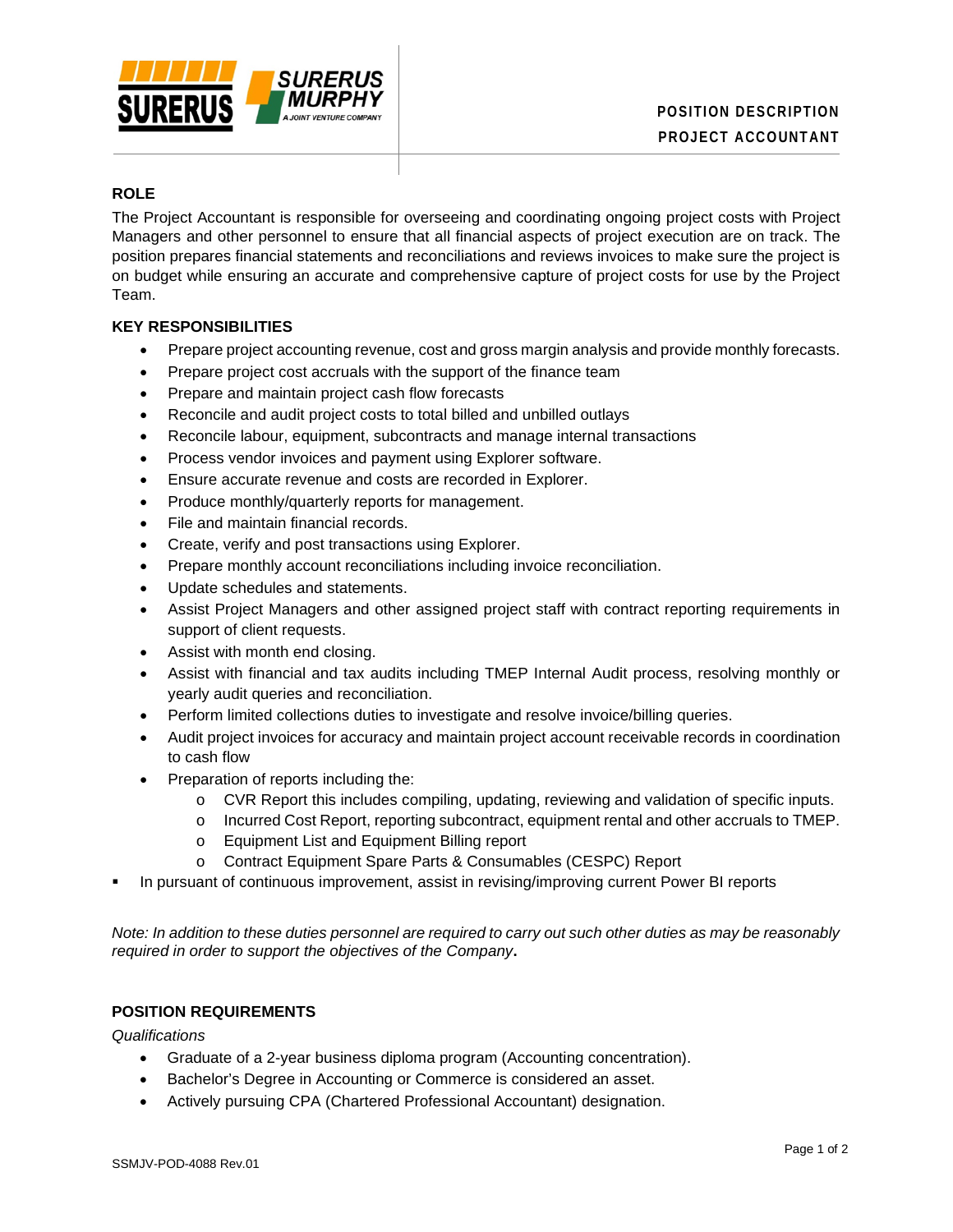SURERUS | SURERUS MURPHY — A JOINT VENTURE COMPANY

**POSITION DESCRIPTION**
**PROJECT ACCOUNTANT**

## ROLE

The Project Accountant is responsible for overseeing and coordinating ongoing project costs with Project Managers and other personnel to ensure that all financial aspects of project execution are on track. The position prepares financial statements and reconciliations and reviews invoices to make sure the project is on budget while ensuring an accurate and comprehensive capture of project costs for use by the Project Team.

## KEY RESPONSIBILITIES

- Prepare project accounting revenue, cost and gross margin analysis and provide monthly forecasts.
- Prepare project cost accruals with the support of the finance team
- Prepare and maintain project cash flow forecasts
- Reconcile and audit project costs to total billed and unbilled outlays
- Reconcile labour, equipment, subcontracts and manage internal transactions
- Process vendor invoices and payment using Explorer software.
- Ensure accurate revenue and costs are recorded in Explorer.
- Produce monthly/quarterly reports for management.
- File and maintain financial records.
- Create, verify and post transactions using Explorer.
- Prepare monthly account reconciliations including invoice reconciliation.
- Update schedules and statements.
- Assist Project Managers and other assigned project staff with contract reporting requirements in support of client requests.
- Assist with month end closing.
- Assist with financial and tax audits including TMEP Internal Audit process, resolving monthly or yearly audit queries and reconciliation.
- Perform limited collections duties to investigate and resolve invoice/billing queries.
- Audit project invoices for accuracy and maintain project account receivable records in coordination to cash flow
- Preparation of reports including the:
  - CVR Report this includes compiling, updating, reviewing and validation of specific inputs.
  - Incurred Cost Report, reporting subcontract, equipment rental and other accruals to TMEP.
  - Equipment List and Equipment Billing report
  - Contract Equipment Spare Parts & Consumables (CESPC) Report
- In pursuant of continuous improvement, assist in revising/improving current Power BI reports

*Note: In addition to these duties personnel are required to carry out such other duties as may be reasonably required in order to support the objectives of the Company***.**

## POSITION REQUIREMENTS

*Qualifications*

- Graduate of a 2-year business diploma program (Accounting concentration).
- Bachelor's Degree in Accounting or Commerce is considered an asset.
- Actively pursuing CPA (Chartered Professional Accountant) designation.

SSMJV-POD-4088 Rev.01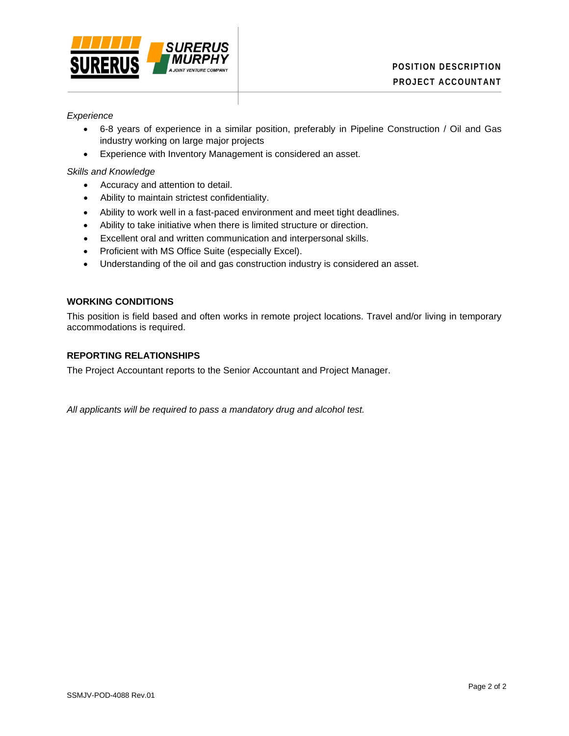*Experience*

- 6-8 years of experience in a similar position, preferably in Pipeline Construction / Oil and Gas industry working on large major projects
- Experience with Inventory Management is considered an asset.

*Skills and Knowledge*

- Accuracy and attention to detail.
- Ability to maintain strictest confidentiality.
- Ability to work well in a fast-paced environment and meet tight deadlines.
- Ability to take initiative when there is limited structure or direction.
- Excellent oral and written communication and interpersonal skills.
- Proficient with MS Office Suite (especially Excel).
- Understanding of the oil and gas construction industry is considered an asset.

**WORKING CONDITIONS**

This position is field based and often works in remote project locations. Travel and/or living in temporary accommodations is required.

**REPORTING RELATIONSHIPS**

The Project Accountant reports to the Senior Accountant and Project Manager.

*All applicants will be required to pass a mandatory drug and alcohol test.*

SSMJV-POD-4088 Rev.01